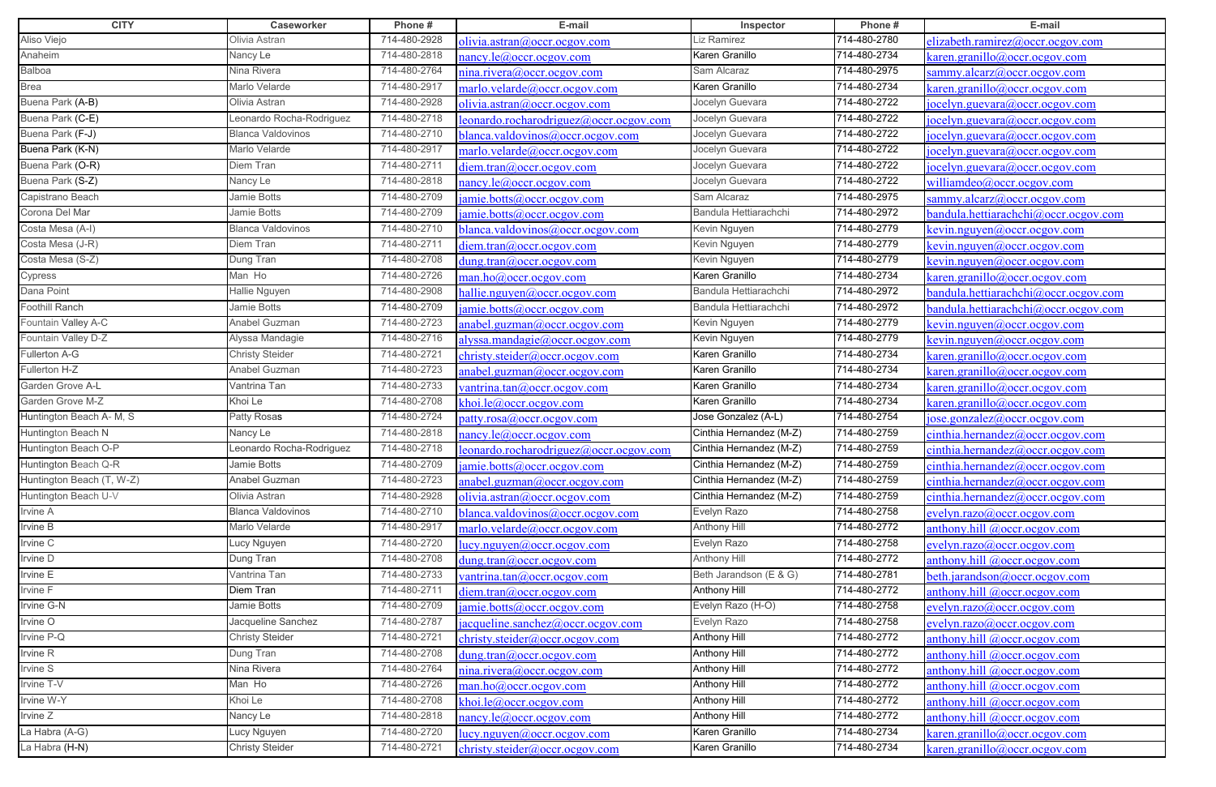| CITY | Caseworker | Phone # | E-mail | Inspector | Phone # | E-mail |
|---|---|---|---|---|---|---|
| Aliso Viejo | Olivia Astran | 714-480-2928 | olivia.astran@occr.ocgov.com | Liz Ramirez | 714-480-2780 | elizabeth.ramirez@occr.ocgov.com |
| Anaheim | Nancy Le | 714-480-2818 | nancy.le@occr.ocgov.com | Karen Granillo | 714-480-2734 | karen.granillo@occr.ocgov.com |
| Balboa | Nina Rivera | 714-480-2764 | nina.rivera@occr.ocgov.com | Sam Alcaraz | 714-480-2975 | sammy.alcarz@occr.ocgov.com |
| Brea | Marlo Velarde | 714-480-2917 | marlo.velarde@occr.ocgov.com | Karen Granillo | 714-480-2734 | karen.granillo@occr.ocgov.com |
| Buena Park (A-B) | Olivia Astran | 714-480-2928 | olivia.astran@occr.ocgov.com | Jocelyn Guevara | 714-480-2722 | jocelyn.guevara@occr.ocgov.com |
| Buena Park (C-E) | Leonardo Rocha-Rodriguez | 714-480-2718 | leonardo.rocharodriguez@occr.ocgov.com | Jocelyn Guevara | 714-480-2722 | jocelyn.guevara@occr.ocgov.com |
| Buena Park (F-J) | Blanca Valdovinos | 714-480-2710 | blanca.valdovinos@occr.ocgov.com | Jocelyn Guevara | 714-480-2722 | jocelyn.guevara@occr.ocgov.com |
| Buena Park (K-N) | Marlo Velarde | 714-480-2917 | marlo.velarde@occr.ocgov.com | Jocelyn Guevara | 714-480-2722 | jocelyn.guevara@occr.ocgov.com |
| Buena Park (O-R) | Diem Tran | 714-480-2711 | diem.tran@occr.ocgov.com | Jocelyn Guevara | 714-480-2722 | jocelyn.guevara@occr.ocgov.com |
| Buena Park (S-Z) | Nancy Le | 714-480-2818 | nancy.le@occr.ocgov.com | Jocelyn Guevara | 714-480-2722 | williamdeo@occr.ocgov.com |
| Capistrano Beach | Jamie Botts | 714-480-2709 | jamie.botts@occr.ocgov.com | Sam Alcaraz | 714-480-2975 | sammy.alcarz@occr.ocgov.com |
| Corona Del Mar | Jamie Botts | 714-480-2709 | jamie.botts@occr.ocgov.com | Bandula Hettiarachchi | 714-480-2972 | bandula.hettiarachchi@occr.ocgov.com |
| Costa Mesa (A-I) | Blanca Valdovinos | 714-480-2710 | blanca.valdovinos@occr.ocgov.com | Kevin Nguyen | 714-480-2779 | kevin.nguyen@occr.ocgov.com |
| Costa Mesa (J-R) | Diem Tran | 714-480-2711 | diem.tran@occr.ocgov.com | Kevin Nguyen | 714-480-2779 | kevin.nguyen@occr.ocgov.com |
| Costa Mesa (S-Z) | Dung Tran | 714-480-2708 | dung.tran@occr.ocgov.com | Kevin Nguyen | 714-480-2779 | kevin.nguyen@occr.ocgov.com |
| Cypress | Man Ho | 714-480-2726 | man.ho@occr.ocgov.com | Karen Granillo | 714-480-2734 | karen.granillo@occr.ocgov.com |
| Dana Point | Hallie Nguyen | 714-480-2908 | hallie.nguyen@occr.ocgov.com | Bandula Hettiarachchi | 714-480-2972 | bandula.hettiarachchi@occr.ocgov.com |
| Foothill Ranch | Jamie Botts | 714-480-2709 | jamie.botts@occr.ocgov.com | Bandula Hettiarachchi | 714-480-2972 | bandula.hettiarachchi@occr.ocgov.com |
| Fountain Valley A-C | Anabel Guzman | 714-480-2723 | anabel.guzman@occr.ocgov.com | Kevin Nguyen | 714-480-2779 | kevin.nguyen@occr.ocgov.com |
| Fountain Valley D-Z | Alyssa Mandagie | 714-480-2716 | alyssa.mandagie@occr.ocgov.com | Kevin Nguyen | 714-480-2779 | kevin.nguyen@occr.ocgov.com |
| Fullerton A-G | Christy Steider | 714-480-2721 | christy.steider@occr.ocgov.com | Karen Granillo | 714-480-2734 | karen.granillo@occr.ocgov.com |
| Fullerton H-Z | Anabel Guzman | 714-480-2723 | anabel.guzman@occr.ocgov.com | Karen Granillo | 714-480-2734 | karen.granillo@occr.ocgov.com |
| Garden Grove A-L | Vantrina Tan | 714-480-2733 | vantrina.tan@occr.ocgov.com | Karen Granillo | 714-480-2734 | karen.granillo@occr.ocgov.com |
| Garden Grove M-Z | Khoi Le | 714-480-2708 | khoi.le@occr.ocgov.com | Karen Granillo | 714-480-2734 | karen.granillo@occr.ocgov.com |
| Huntington Beach A- M, S | Patty Rosas | 714-480-2724 | patty.rosa@occr.ocgov.com | Jose Gonzalez (A-L) | 714-480-2754 | jose.gonzalez@occr.ocgov.com |
| Huntington Beach N | Nancy Le | 714-480-2818 | nancy.le@occr.ocgov.com | Cinthia Hernandez (M-Z) | 714-480-2759 | cinthia.hernandez@occr.ocgov.com |
| Huntington Beach O-P | Leonardo Rocha-Rodriguez | 714-480-2718 | leonardo.rocharodriguez@occr.ocgov.com | Cinthia Hernandez (M-Z) | 714-480-2759 | cinthia.hernandez@occr.ocgov.com |
| Huntington Beach Q-R | Jamie Botts | 714-480-2709 | jamie.botts@occr.ocgov.com | Cinthia Hernandez (M-Z) | 714-480-2759 | cinthia.hernandez@occr.ocgov.com |
| Huntington Beach (T, W-Z) | Anabel Guzman | 714-480-2723 | anabel.guzman@occr.ocgov.com | Cinthia Hernandez (M-Z) | 714-480-2759 | cinthia.hernandez@occr.ocgov.com |
| Huntington Beach U-V | Olivia Astran | 714-480-2928 | olivia.astran@occr.ocgov.com | Cinthia Hernandez (M-Z) | 714-480-2759 | cinthia.hernandez@occr.ocgov.com |
| Irvine A | Blanca Valdovinos | 714-480-2710 | blanca.valdovinos@occr.ocgov.com | Evelyn Razo | 714-480-2758 | evelyn.razo@occr.ocgov.com |
| Irvine B | Marlo Velarde | 714-480-2917 | marlo.velarde@occr.ocgov.com | Anthony Hill | 714-480-2772 | anthony.hill @occr.ocgov.com |
| Irvine C | Lucy Nguyen | 714-480-2720 | lucy.nguyen@occr.ocgov.com | Evelyn Razo | 714-480-2758 | evelyn.razo@occr.ocgov.com |
| Irvine D | Dung Tran | 714-480-2708 | dung.tran@occr.ocgov.com | Anthony Hill | 714-480-2772 | anthony.hill @occr.ocgov.com |
| Irvine E | Vantrina Tan | 714-480-2733 | vantrina.tan@occr.ocgov.com | Beth Jarandson (E & G) | 714-480-2781 | beth.jarandson@occr.ocgov.com |
| Irvine F | Diem Tran | 714-480-2711 | diem.tran@occr.ocgov.com | Anthony Hill | 714-480-2772 | anthony.hill @occr.ocgov.com |
| Irvine G-N | Jamie Botts | 714-480-2709 | jamie.botts@occr.ocgov.com | Evelyn Razo (H-O) | 714-480-2758 | evelyn.razo@occr.ocgov.com |
| Irvine O | Jacqueline Sanchez | 714-480-2787 | jacqueline.sanchez@occr.ocgov.com | Evelyn Razo | 714-480-2758 | evelyn.razo@occr.ocgov.com |
| Irvine P-Q | Christy Steider | 714-480-2721 | christy.steider@occr.ocgov.com | Anthony Hill | 714-480-2772 | anthony.hill @occr.ocgov.com |
| Irvine R | Dung Tran | 714-480-2708 | dung.tran@occr.ocgov.com | Anthony Hill | 714-480-2772 | anthony.hill @occr.ocgov.com |
| Irvine S | Nina Rivera | 714-480-2764 | nina.rivera@occr.ocgov.com | Anthony Hill | 714-480-2772 | anthony.hill @occr.ocgov.com |
| Irvine T-V | Man Ho | 714-480-2726 | man.ho@occr.ocgov.com | Anthony Hill | 714-480-2772 | anthony.hill @occr.ocgov.com |
| Irvine W-Y | Khoi Le | 714-480-2708 | khoi.le@occr.ocgov.com | Anthony Hill | 714-480-2772 | anthony.hill @occr.ocgov.com |
| Irvine Z | Nancy Le | 714-480-2818 | nancy.le@occr.ocgov.com | Anthony Hill | 714-480-2772 | anthony.hill @occr.ocgov.com |
| La Habra (A-G) | Lucy Nguyen | 714-480-2720 | lucy.nguyen@occr.ocgov.com | Karen Granillo | 714-480-2734 | karen.granillo@occr.ocgov.com |
| La Habra (H-N) | Christy Steider | 714-480-2721 | christy.steider@occr.ocgov.com | Karen Granillo | 714-480-2734 | karen.granillo@occr.ocgov.com |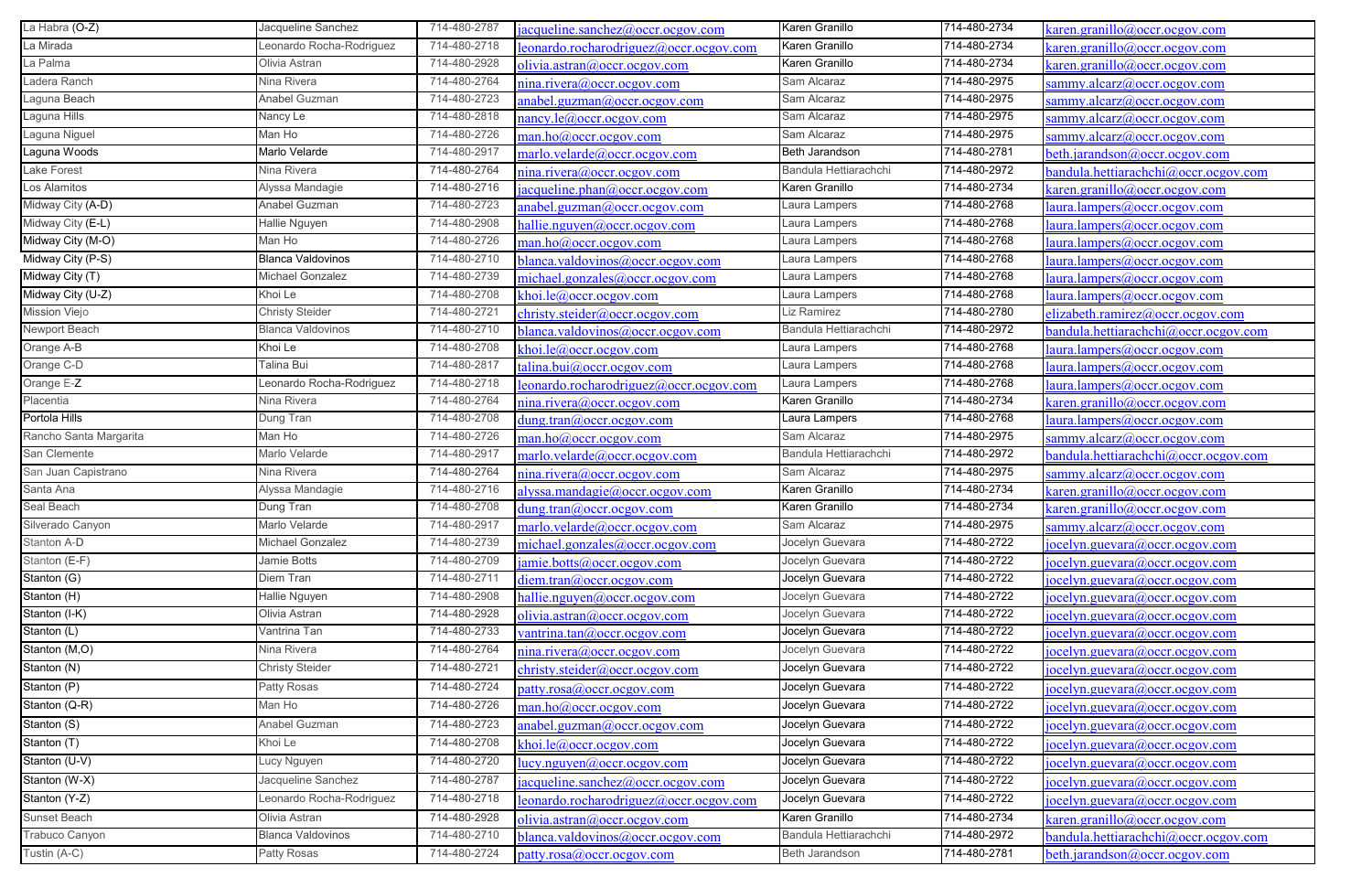| La Habra (O-Z) | Jacqueline Sanchez | 714-480-2787 | jacqueline.sanchez@occr.ocgov.com | Karen Granillo | 714-480-2734 | karen.granillo@occr.ocgov.com |
|---|---|---|---|---|---|---|
| La Mirada | Leonardo Rocha-Rodriguez | 714-480-2718 | leonardo.rocharodriguez@occr.ocgov.com | Karen Granillo | 714-480-2734 | karen.granillo@occr.ocgov.com |
| La Palma | Olivia Astran | 714-480-2928 | olivia.astran@occr.ocgov.com | Karen Granillo | 714-480-2734 | karen.granillo@occr.ocgov.com |
| Ladera Ranch | Nina Rivera | 714-480-2764 | nina.rivera@occr.ocgov.com | Sam Alcaraz | 714-480-2975 | sammy.alcarz@occr.ocgov.com |
| Laguna Beach | Anabel Guzman | 714-480-2723 | anabel.guzman@occr.ocgov.com | Sam Alcaraz | 714-480-2975 | sammy.alcarz@occr.ocgov.com |
| Laguna Hills | Nancy Le | 714-480-2818 | nancy.le@occr.ocgov.com | Sam Alcaraz | 714-480-2975 | sammy.alcarz@occr.ocgov.com |
| Laguna Niguel | Man Ho | 714-480-2726 | man.ho@occr.ocgov.com | Sam Alcaraz | 714-480-2975 | sammy.alcarz@occr.ocgov.com |
| Laguna Woods | Marlo Velarde | 714-480-2917 | marlo.velarde@occr.ocgov.com | Beth Jarandson | 714-480-2781 | beth.jarandson@occr.ocgov.com |
| Lake Forest | Nina Rivera | 714-480-2764 | nina.rivera@occr.ocgov.com | Bandula Hettiarachchi | 714-480-2972 | bandula.hettiarachchi@occr.ocgov.com |
| Los Alamitos | Alyssa Mandagie | 714-480-2716 | jacqueline.phan@occr.ocgov.com | Karen Granillo | 714-480-2734 | karen.granillo@occr.ocgov.com |
| Midway City (A-D) | Anabel Guzman | 714-480-2723 | anabel.guzman@occr.ocgov.com | Laura Lampers | 714-480-2768 | laura.lampers@occr.ocgov.com |
| Midway City (E-L) | Hallie Nguyen | 714-480-2908 | hallie.nguyen@occr.ocgov.com | Laura Lampers | 714-480-2768 | laura.lampers@occr.ocgov.com |
| Midway City (M-O) | Man Ho | 714-480-2726 | man.ho@occr.ocgov.com | Laura Lampers | 714-480-2768 | laura.lampers@occr.ocgov.com |
| Midway City (P-S) | Blanca Valdovinos | 714-480-2710 | blanca.valdovinos@occr.ocgov.com | Laura Lampers | 714-480-2768 | laura.lampers@occr.ocgov.com |
| Midway City (T) | Michael Gonzalez | 714-480-2739 | michael.gonzales@occr.ocgov.com | Laura Lampers | 714-480-2768 | laura.lampers@occr.ocgov.com |
| Midway City (U-Z) | Khoi Le | 714-480-2708 | khoi.le@occr.ocgov.com | Laura Lampers | 714-480-2768 | laura.lampers@occr.ocgov.com |
| Mission Viejo | Christy Steider | 714-480-2721 | christy.steider@occr.ocgov.com | Liz Ramirez | 714-480-2780 | elizabeth.ramirez@occr.ocgov.com |
| Newport Beach | Blanca Valdovinos | 714-480-2710 | blanca.valdovinos@occr.ocgov.com | Bandula Hettiarachchi | 714-480-2972 | bandula.hettiarachchi@occr.ocgov.com |
| Orange A-B | Khoi Le | 714-480-2708 | khoi.le@occr.ocgov.com | Laura Lampers | 714-480-2768 | laura.lampers@occr.ocgov.com |
| Orange C-D | Talina Bui | 714-480-2817 | talina.bui@occr.ocgov.com | Laura Lampers | 714-480-2768 | laura.lampers@occr.ocgov.com |
| Orange E-Z | Leonardo Rocha-Rodriguez | 714-480-2718 | leonardo.rocharodriguez@occr.ocgov.com | Laura Lampers | 714-480-2768 | laura.lampers@occr.ocgov.com |
| Placentia | Nina Rivera | 714-480-2764 | nina.rivera@occr.ocgov.com | Karen Granillo | 714-480-2734 | karen.granillo@occr.ocgov.com |
| Portola Hills | Dung Tran | 714-480-2708 | dung.tran@occr.ocgov.com | Laura Lampers | 714-480-2768 | laura.lampers@occr.ocgov.com |
| Rancho Santa Margarita | Man Ho | 714-480-2726 | man.ho@occr.ocgov.com | Sam Alcaraz | 714-480-2975 | sammy.alcarz@occr.ocgov.com |
| San Clemente | Marlo Velarde | 714-480-2917 | marlo.velarde@occr.ocgov.com | Bandula Hettiarachchi | 714-480-2972 | bandula.hettiarachchi@occr.ocgov.com |
| San Juan Capistrano | Nina Rivera | 714-480-2764 | nina.rivera@occr.ocgov.com | Sam Alcaraz | 714-480-2975 | sammy.alcarz@occr.ocgov.com |
| Santa Ana | Alyssa Mandagie | 714-480-2716 | alyssa.mandagie@occr.ocgov.com | Karen Granillo | 714-480-2734 | karen.granillo@occr.ocgov.com |
| Seal Beach | Dung Tran | 714-480-2708 | dung.tran@occr.ocgov.com | Karen Granillo | 714-480-2734 | karen.granillo@occr.ocgov.com |
| Silverado Canyon | Marlo Velarde | 714-480-2917 | marlo.velarde@occr.ocgov.com | Sam Alcaraz | 714-480-2975 | sammy.alcarz@occr.ocgov.com |
| Stanton A-D | Michael Gonzalez | 714-480-2739 | michael.gonzales@occr.ocgov.com | Jocelyn Guevara | 714-480-2722 | jocelyn.guevara@occr.ocgov.com |
| Stanton (E-F) | Jamie Botts | 714-480-2709 | jamie.botts@occr.ocgov.com | Jocelyn Guevara | 714-480-2722 | jocelyn.guevara@occr.ocgov.com |
| Stanton (G) | Diem Tran | 714-480-2711 | diem.tran@occr.ocgov.com | Jocelyn Guevara | 714-480-2722 | jocelyn.guevara@occr.ocgov.com |
| Stanton (H) | Hallie Nguyen | 714-480-2908 | hallie.nguyen@occr.ocgov.com | Jocelyn Guevara | 714-480-2722 | jocelyn.guevara@occr.ocgov.com |
| Stanton (I-K) | Olivia Astran | 714-480-2928 | olivia.astran@occr.ocgov.com | Jocelyn Guevara | 714-480-2722 | jocelyn.guevara@occr.ocgov.com |
| Stanton (L) | Vantrina Tan | 714-480-2733 | vantrina.tan@occr.ocgov.com | Jocelyn Guevara | 714-480-2722 | jocelyn.guevara@occr.ocgov.com |
| Stanton (M,O) | Nina Rivera | 714-480-2764 | nina.rivera@occr.ocgov.com | Jocelyn Guevara | 714-480-2722 | jocelyn.guevara@occr.ocgov.com |
| Stanton (N) | Christy Steider | 714-480-2721 | christy.steider@occr.ocgov.com | Jocelyn Guevara | 714-480-2722 | jocelyn.guevara@occr.ocgov.com |
| Stanton (P) | Patty Rosas | 714-480-2724 | patty.rosa@occr.ocgov.com | Jocelyn Guevara | 714-480-2722 | jocelyn.guevara@occr.ocgov.com |
| Stanton (Q-R) | Man Ho | 714-480-2726 | man.ho@occr.ocgov.com | Jocelyn Guevara | 714-480-2722 | jocelyn.guevara@occr.ocgov.com |
| Stanton (S) | Anabel Guzman | 714-480-2723 | anabel.guzman@occr.ocgov.com | Jocelyn Guevara | 714-480-2722 | jocelyn.guevara@occr.ocgov.com |
| Stanton (T) | Khoi Le | 714-480-2708 | khoi.le@occr.ocgov.com | Jocelyn Guevara | 714-480-2722 | jocelyn.guevara@occr.ocgov.com |
| Stanton (U-V) | Lucy Nguyen | 714-480-2720 | lucy.nguyen@occr.ocgov.com | Jocelyn Guevara | 714-480-2722 | jocelyn.guevara@occr.ocgov.com |
| Stanton (W-X) | Jacqueline Sanchez | 714-480-2787 | jacqueline.sanchez@occr.ocgov.com | Jocelyn Guevara | 714-480-2722 | jocelyn.guevara@occr.ocgov.com |
| Stanton (Y-Z) | Leonardo Rocha-Rodriguez | 714-480-2718 | leonardo.rocharodriguez@occr.ocgov.com | Jocelyn Guevara | 714-480-2722 | jocelyn.guevara@occr.ocgov.com |
| Sunset Beach | Olivia Astran | 714-480-2928 | olivia.astran@occr.ocgov.com | Karen Granillo | 714-480-2734 | karen.granillo@occr.ocgov.com |
| Trabuco Canyon | Blanca Valdovinos | 714-480-2710 | blanca.valdovinos@occr.ocgov.com | Bandula Hettiarachchi | 714-480-2972 | bandula.hettiarachchi@occr.ocgov.com |
| Tustin (A-C) | Patty Rosas | 714-480-2724 | patty.rosa@occr.ocgov.com | Beth Jarandson | 714-480-2781 | beth.jarandson@occr.ocgov.com |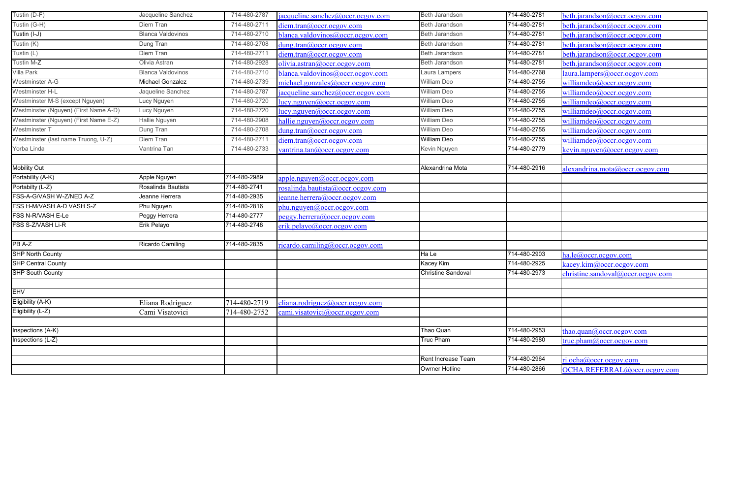| | | | | | | |
|---|---|---|---|---|---|---|
| Tustin (D-F) | Jacqueline Sanchez | 714-480-2787 | jacqueline.sanchez@occr.ocgov.com | Beth Jarandson | 714-480-2781 | beth.jarandson@occr.ocgov.com |
| Tustin (G-H) | Diem Tran | 714-480-2711 | diem.tran@occr.ocgov.com | Beth Jarandson | 714-480-2781 | beth.jarandson@occr.ocgov.com |
| Tustin (I-J) | Blanca Valdovinos | 714-480-2710 | blanca.valdovinos@occr.ocgov.com | Beth Jarandson | 714-480-2781 | beth.jarandson@occr.ocgov.com |
| Tustin (K) | Dung Tran | 714-480-2708 | dung.tran@occr.ocgov.com | Beth Jarandson | 714-480-2781 | beth.jarandson@occr.ocgov.com |
| Tustin (L) | Diem Tran | 714-480-2711 | diem.tran@occr.ocgov.com | Beth Jarandson | 714-480-2781 | beth.jarandson@occr.ocgov.com |
| Tustin M-Z | Olivia Astran | 714-480-2928 | olivia.astran@occr.ocgov.com | Beth Jarandson | 714-480-2781 | beth.jarandson@occr.ocgov.com |
| Villa Park | Blanca Valdovinos | 714-480-2710 | blanca.valdovinos@occr.ocgov.com | Laura Lampers | 714-480-2768 | laura.lampers@occr.ocgov.com |
| Westminster A-G | Michael Gonzalez | 714-480-2739 | michael.gonzales@occr.ocgov.com | William Deo | 714-480-2755 | williamdeo@occr.ocgov.com |
| Westminster H-L | Jaqueline Sanchez | 714-480-2787 | jacqueline.sanchez@occr.ocgov.com | William Deo | 714-480-2755 | williamdeo@occr.ocgov.com |
| Westminster M-S (except Nguyen) | Lucy Nguyen | 714-480-2720 | lucy.nguyen@occr.ocgov.com | William Deo | 714-480-2755 | williamdeo@occr.ocgov.com |
| Westminster (Nguyen) (First Name A-D) | Lucy Nguyen | 714-480-2720 | lucy.nguyen@occr.ocgov.com | William Deo | 714-480-2755 | williamdeo@occr.ocgov.com |
| Westminster (Nguyen) (First Name E-Z) | Hallie Nguyen | 714-480-2908 | hallie.nguyen@occr.ocgov.com | William Deo | 714-480-2755 | williamdeo@occr.ocgov.com |
| Westminster T | Dung Tran | 714-480-2708 | dung.tran@occr.ocgov.com | William Deo | 714-480-2755 | williamdeo@occr.ocgov.com |
| Westminster (last name Truong, U-Z) | Diem Tran | 714-480-2711 | diem.tran@occr.ocgov.com | William Deo | 714-480-2755 | williamdeo@occr.ocgov.com |
| Yorba Linda | Vantrina Tan | 714-480-2733 | vantrina.tan@occr.ocgov.com | Kevin Nguyen | 714-480-2779 | kevin.nguyen@occr.ocgov.com |
| | | | | | | |
| Mobility Out | | | | Alexandrina Mota | 714-480-2916 | alexandrina.mota@occr.ocgov.com |
| Portability (A-K) | Apple Nguyen | 714-480-2989 | apple.nguyen@occr.ocgov.com | | | |
| Portabilty (L-Z) | Rosalinda Bautista | 714-480-2741 | rosalinda.bautista@occr.ocgov.com | | | |
| FSS-A-G/VASH W-Z/NED A-Z | Jeanne Herrera | 714-480-2935 | jeanne.herrera@occr.ocgov.com | | | |
| FSS H-M/VASH A-D VASH S-Z | Phu Nguyen | 714-480-2816 | phu.nguyen@occr.ocgov.com | | | |
| FSS N-R/VASH E-Le | Peggy Herrera | 714-480-2777 | peggy.herrera@occr.ocgov.com | | | |
| FSS S-Z/VASH Li-R | Erik Pelayo | 714-480-2748 | erik.pelayo@occr.ocgov.com | | | |
| | | | | | | |
| PB A-Z | Ricardo Camiling | 714-480-2835 | ricardo.camiling@occr.ocgov.com | | | |
| SHP North County | | | | Ha Le | 714-480-2903 | ha.le@occr.ocgov.com |
| SHP Central County | | | | Kacey Kim | 714-480-2925 | kacey.kim@occr.ocgov.com |
| SHP South County | | | | Christine Sandoval | 714-480-2973 | christine.sandoval@occr.ocgov.com |
| | | | | | | |
| EHV | | | | | | |
| Eligibility (A-K) | Eliana Rodriguez | 714-480-2719 | eliana.rodriguez@occr.ocgov.com | | | |
| Eligibility (L-Z) | Cami Visatovici | 714-480-2752 | cami.visatovici@occr.ocgov.com | | | |
| | | | | | | |
| Inspections (A-K) | | | | Thao Quan | 714-480-2953 | thao.quan@occr.ocgov.com |
| Inspections (L-Z) | | | | Truc Pham | 714-480-2980 | truc.pham@occr.ocgov.com |
| | | | | | | |
| | | | | Rent Increase Team | 714-480-2964 | ri.ocha@occr.ocgov.com |
| | | | | Owrner Hotline | 714-480-2866 | OCHA.REFERRAL@occr.ocgov.com |